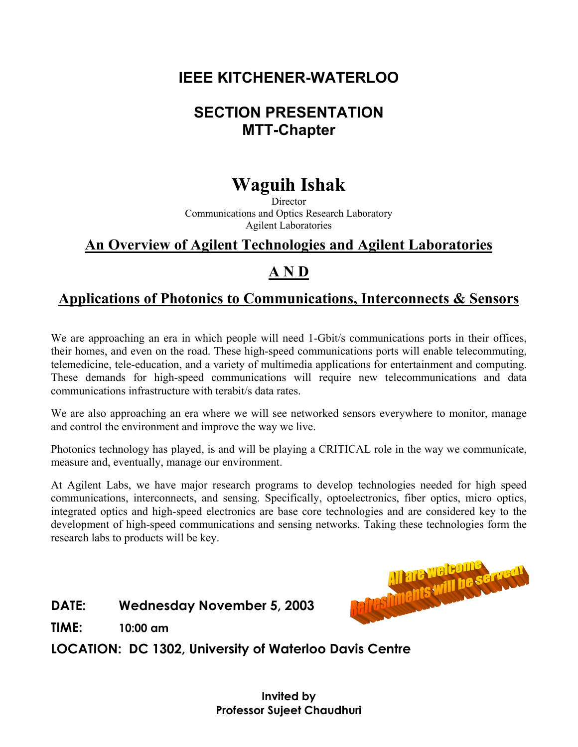# IEEE KITCHENER-WATERLOO

## SECTION PRESENTATION
## MTT-Chapter

# Waguih Ishak

Director
Communications and Optics Research Laboratory
Agilent Laboratories

## An Overview of Agilent Technologies and Agilent Laboratories

## A N D

## Applications of Photonics to Communications, Interconnects & Sensors

We are approaching an era in which people will need 1-Gbit/s communications ports in their offices, their homes, and even on the road. These high-speed communications ports will enable telecommuting, telemedicine, tele-education, and a variety of multimedia applications for entertainment and computing. These demands for high-speed communications will require new telecommunications and data communications infrastructure with terabit/s data rates.

We are also approaching an era where we will see networked sensors everywhere to monitor, manage and control the environment and improve the way we live.

Photonics technology has played, is and will be playing a CRITICAL role in the way we communicate, measure and, eventually, manage our environment.

At Agilent Labs, we have major research programs to develop technologies needed for high speed communications, interconnects, and sensing. Specifically, optoelectronics, fiber optics, micro optics, integrated optics and high-speed electronics are base core technologies and are considered key to the development of high-speed communications and sensing networks. Taking these technologies form the research labs to products will be key.

**All are welcome**
**Refreshments will be served!**

**DATE:** Wednesday November 5, 2003

**TIME:** 10:00 am

**LOCATION:** DC 1302, University of Waterloo Davis Centre

**Invited by**
**Professor Sujeet Chaudhuri**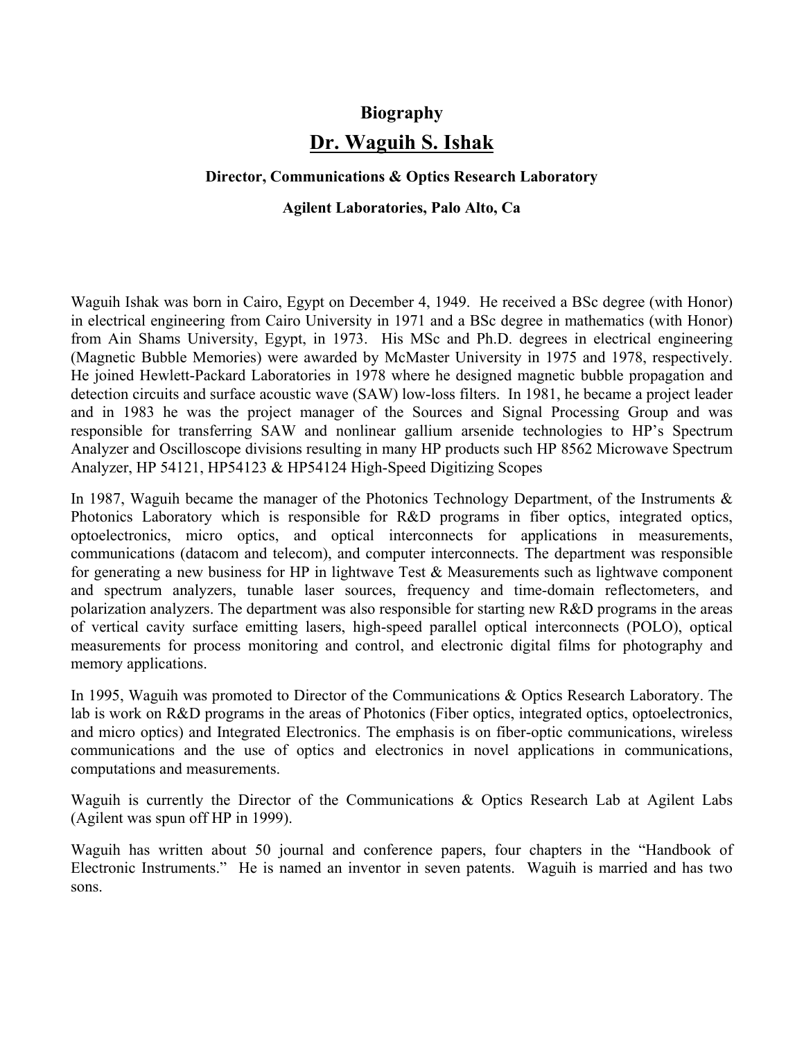# Biography

## Dr. Waguih S. Ishak

**Director, Communications & Optics Research Laboratory**

**Agilent Laboratories, Palo Alto, Ca**

Waguih Ishak was born in Cairo, Egypt on December 4, 1949. He received a BSc degree (with Honor) in electrical engineering from Cairo University in 1971 and a BSc degree in mathematics (with Honor) from Ain Shams University, Egypt, in 1973. His MSc and Ph.D. degrees in electrical engineering (Magnetic Bubble Memories) were awarded by McMaster University in 1975 and 1978, respectively. He joined Hewlett-Packard Laboratories in 1978 where he designed magnetic bubble propagation and detection circuits and surface acoustic wave (SAW) low-loss filters. In 1981, he became a project leader and in 1983 he was the project manager of the Sources and Signal Processing Group and was responsible for transferring SAW and nonlinear gallium arsenide technologies to HP's Spectrum Analyzer and Oscilloscope divisions resulting in many HP products such HP 8562 Microwave Spectrum Analyzer, HP 54121, HP54123 & HP54124 High-Speed Digitizing Scopes

In 1987, Waguih became the manager of the Photonics Technology Department, of the Instruments & Photonics Laboratory which is responsible for R&D programs in fiber optics, integrated optics, optoelectronics, micro optics, and optical interconnects for applications in measurements, communications (datacom and telecom), and computer interconnects. The department was responsible for generating a new business for HP in lightwave Test & Measurements such as lightwave component and spectrum analyzers, tunable laser sources, frequency and time-domain reflectometers, and polarization analyzers. The department was also responsible for starting new R&D programs in the areas of vertical cavity surface emitting lasers, high-speed parallel optical interconnects (POLO), optical measurements for process monitoring and control, and electronic digital films for photography and memory applications.

In 1995, Waguih was promoted to Director of the Communications & Optics Research Laboratory. The lab is work on R&D programs in the areas of Photonics (Fiber optics, integrated optics, optoelectronics, and micro optics) and Integrated Electronics. The emphasis is on fiber-optic communications, wireless communications and the use of optics and electronics in novel applications in communications, computations and measurements.

Waguih is currently the Director of the Communications & Optics Research Lab at Agilent Labs (Agilent was spun off HP in 1999).

Waguih has written about 50 journal and conference papers, four chapters in the "Handbook of Electronic Instruments." He is named an inventor in seven patents. Waguih is married and has two sons.